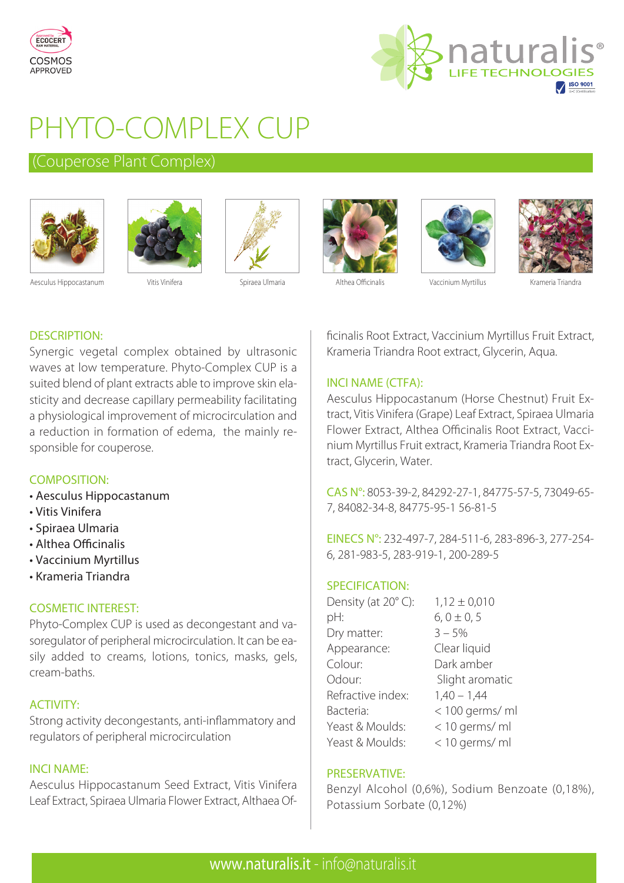ECOCERT COSMOS APPROVED

naturalis® LIFE TECHNOLOGIES

# PHYTO-COMPLEX CUP

## (Couperose Plant Complex)

Aesculus Hippocastanum | Vitis Vinifera | Spiraea Ulmaria | Althea Officinalis | Vaccinium Myrtillus | Krameria Triandra

### DESCRIPTION:

Synergic vegetal complex obtained by ultrasonic waves at low temperature. Phyto-Complex CUP is a suited blend of plant extracts able to improve skin elasticity and decrease capillary permeability facilitating a physiological improvement of microcirculation and a reduction in formation of edema, the mainly responsible for couperose.

### COMPOSITION:

- Aesculus Hippocastanum
- Vitis Vinifera
- Spiraea Ulmaria
- Althea Officinalis
- Vaccinium Myrtillus
- Krameria Triandra

### COSMETIC INTEREST:

Phyto-Complex CUP is used as decongestant and vasoregulator of peripheral microcirculation. It can be easily added to creams, lotions, tonics, masks, gels, cream-baths.

### ACTIVITY:

Strong activity decongestants, anti-inflammatory and regulators of peripheral microcirculation

### INCI NAME:

Aesculus Hippocastanum Seed Extract, Vitis Vinifera Leaf Extract, Spiraea Ulmaria Flower Extract, Althaea Officinalis Root Extract, Vaccinium Myrtillus Fruit Extract, Krameria Triandra Root extract, Glycerin, Aqua.

### INCI NAME (CTFA):

Aesculus Hippocastanum (Horse Chestnut) Fruit Extract, Vitis Vinifera (Grape) Leaf Extract, Spiraea Ulmaria Flower Extract, Althea Officinalis Root Extract, Vaccinium Myrtillus Fruit extract, Krameria Triandra Root Extract, Glycerin, Water.

**CAS N°:** 8053-39-2, 84292-27-1, 84775-57-5, 73049-65-7, 84082-34-8, 84775-95-1 56-81-5

**EINECS N°:** 232-497-7, 284-511-6, 283-896-3, 277-254-6, 281-983-5, 283-919-1, 200-289-5

### SPECIFICATION:

| | |
|---|---|
| Density (at 20° C): | 1,12 ± 0,010 |
| pH: | 6, 0 ± 0, 5 |
| Dry matter: | 3 – 5% |
| Appearance: | Clear liquid |
| Colour: | Dark amber |
| Odour: | Slight aromatic |
| Refractive index: | 1,40 – 1,44 |
| Bacteria: | < 100 germs/ ml |
| Yeast & Moulds: | < 10 germs/ ml |
| Yeast & Moulds: | < 10 germs/ ml |

### PRESERVATIVE:

Benzyl Alcohol (0,6%), Sodium Benzoate (0,18%), Potassium Sorbate (0,12%)

www.naturalis.it - info@naturalis.it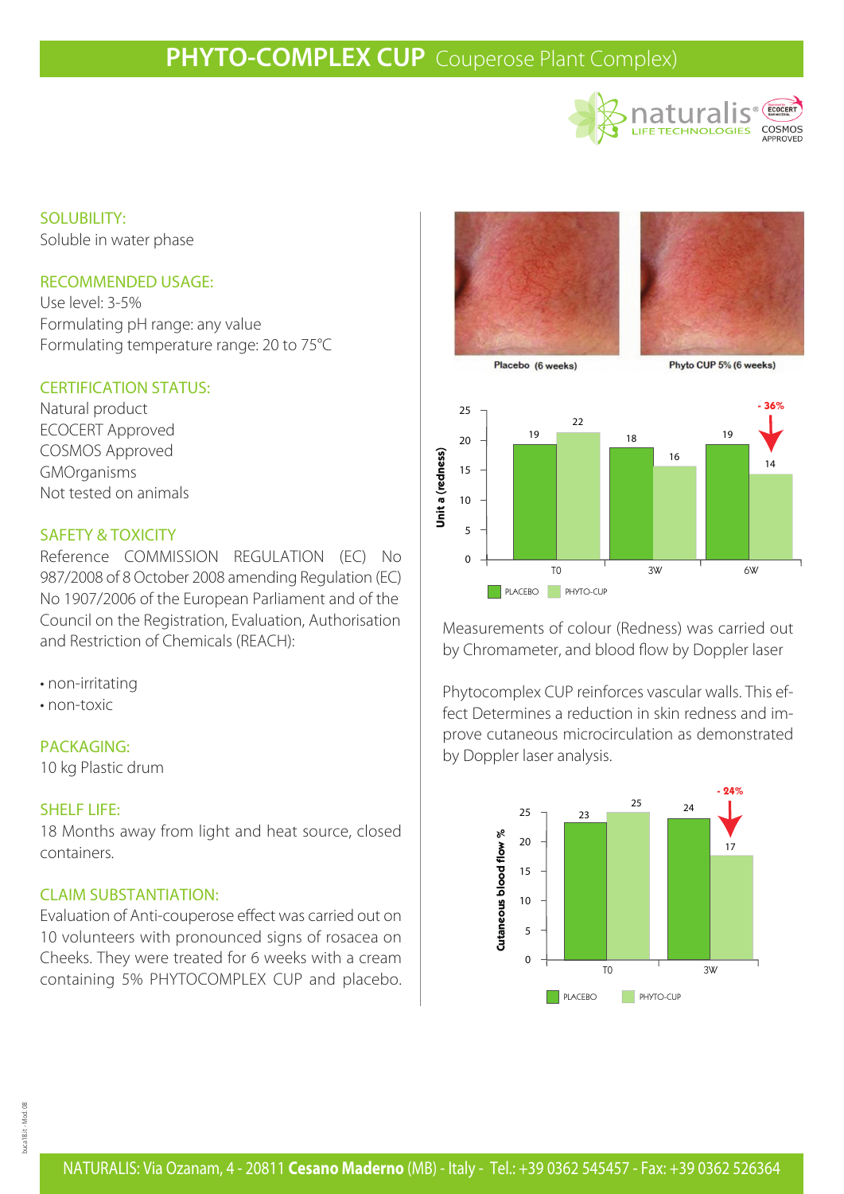# PHYTO-COMPLEX CUP Couperose Plant Complex)

naturalis® LIFE TECHNOLOGIES

ECOCERT COSMOS APPROVED

## SOLUBILITY:

Soluble in water phase

## RECOMMENDED USAGE:

Use level: 3-5%
Formulating pH range: any value
Formulating temperature range: 20 to 75°C

## CERTIFICATION STATUS:

Natural product
ECOCERT Approved
COSMOS Approved
GMOrganisms
Not tested on animals

## SAFETY & TOXICITY

Reference COMMISSION REGULATION (EC) No 987/2008 of 8 October 2008 amending Regulation (EC) No 1907/2006 of the European Parliament and of the Council on the Registration, Evaluation, Authorisation and Restriction of Chemicals (REACH):

- non-irritating
- non-toxic

## PACKAGING:

10 kg Plastic drum

## SHELF LIFE:

18 Months away from light and heat source, closed containers.

## CLAIM SUBSTANTIATION:

Evaluation of Anti-couperose effect was carried out on 10 volunteers with pronounced signs of rosacea on Cheeks. They were treated for 6 weeks with a cream containing 5% PHYTOCOMPLEX CUP and placebo.

Placebo (6 weeks)

Phyto CUP 5% (6 weeks)

Unit a (redness)
25
20
15
10
5
0
T0: 19, 22
3W: 18, 16
6W: 19, 14
- 36%
PLACEBO
PHYTO-CUP

Measurements of colour (Redness) was carried out by Chromameter, and blood flow by Doppler laser

Phytocomplex CUP reinforces vascular walls. This effect Determines a reduction in skin redness and improve cutaneous microcirculation as demonstrated by Doppler laser analysis.

Cutaneous blood flow %
25
20
15
10
5
0
T0: 23, 25
3W: 24, 17
- 24%
PLACEBO
PHYTO-CUP

NATURALIS: Via Ozanam, 4 - 20811 **Cesano Maderno** (MB) - Italy - Tel.: +39 0362 545457 - Fax: +39 0362 526364